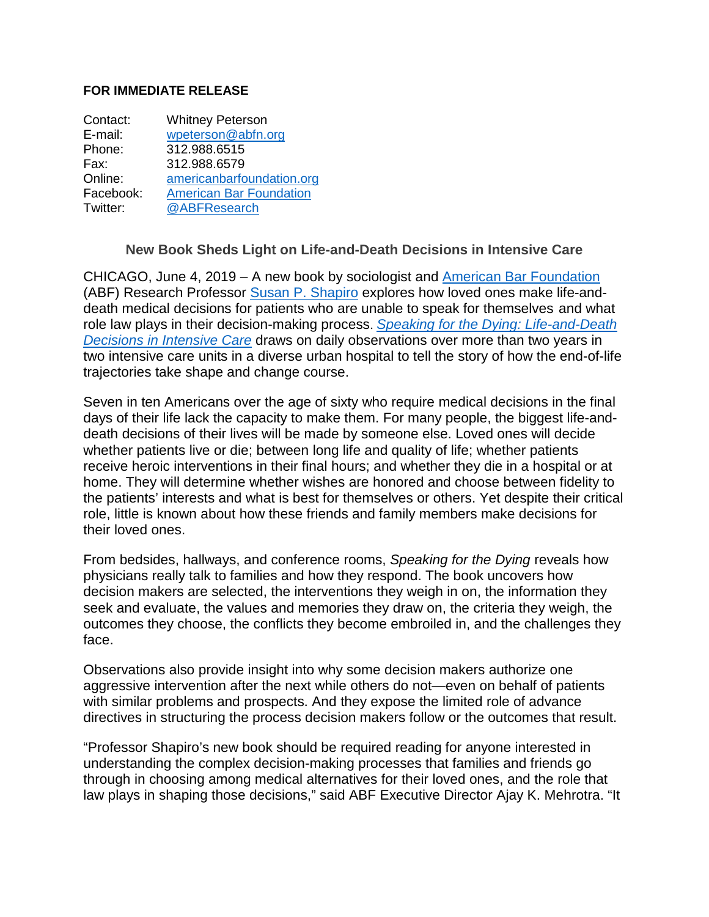**FOR IMMEDIATE RELEASE**

| | |
|---|---|
| Contact: | Whitney Peterson |
| E-mail: | wpeterson@abfn.org |
| Phone: | 312.988.6515 |
| Fax: | 312.988.6579 |
| Online: | americanbarfoundation.org |
| Facebook: | American Bar Foundation |
| Twitter: | @ABFResearch |

## New Book Sheds Light on Life-and-Death Decisions in Intensive Care

CHICAGO, June 4, 2019 – A new book by sociologist and American Bar Foundation (ABF) Research Professor Susan P. Shapiro explores how loved ones make life-and-death medical decisions for patients who are unable to speak for themselves and what role law plays in their decision-making process. *Speaking for the Dying: Life-and-Death Decisions in Intensive Care* draws on daily observations over more than two years in two intensive care units in a diverse urban hospital to tell the story of how the end-of-life trajectories take shape and change course.

Seven in ten Americans over the age of sixty who require medical decisions in the final days of their life lack the capacity to make them. For many people, the biggest life-and-death decisions of their lives will be made by someone else. Loved ones will decide whether patients live or die; between long life and quality of life; whether patients receive heroic interventions in their final hours; and whether they die in a hospital or at home. They will determine whether wishes are honored and choose between fidelity to the patients' interests and what is best for themselves or others. Yet despite their critical role, little is known about how these friends and family members make decisions for their loved ones.

From bedsides, hallways, and conference rooms, *Speaking for the Dying* reveals how physicians really talk to families and how they respond. The book uncovers how decision makers are selected, the interventions they weigh in on, the information they seek and evaluate, the values and memories they draw on, the criteria they weigh, the outcomes they choose, the conflicts they become embroiled in, and the challenges they face.

Observations also provide insight into why some decision makers authorize one aggressive intervention after the next while others do not—even on behalf of patients with similar problems and prospects. And they expose the limited role of advance directives in structuring the process decision makers follow or the outcomes that result.

"Professor Shapiro's new book should be required reading for anyone interested in understanding the complex decision-making processes that families and friends go through in choosing among medical alternatives for their loved ones, and the role that law plays in shaping those decisions," said ABF Executive Director Ajay K. Mehrotra. "It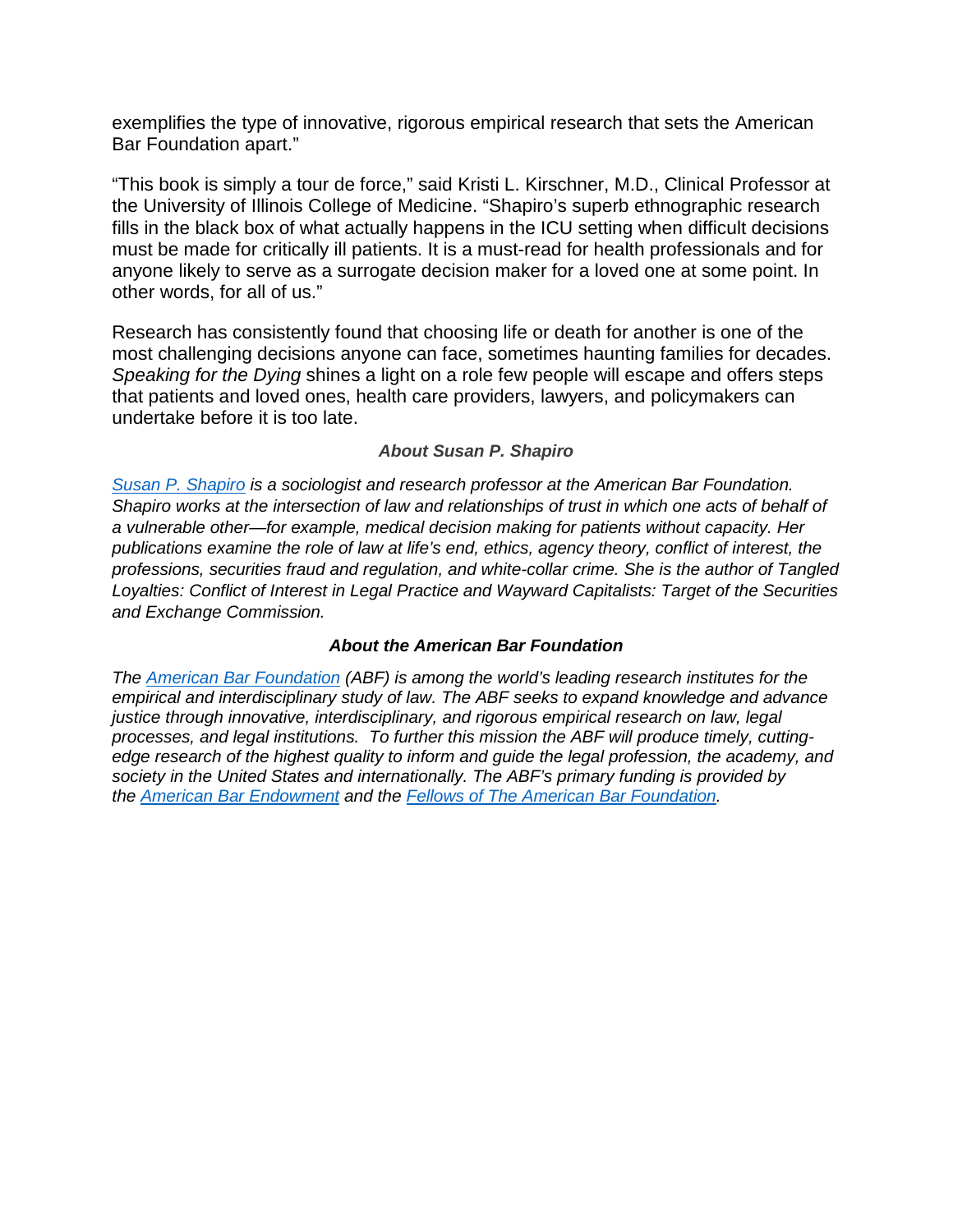exemplifies the type of innovative, rigorous empirical research that sets the American Bar Foundation apart."

"This book is simply a tour de force," said Kristi L. Kirschner, M.D., Clinical Professor at the University of Illinois College of Medicine. "Shapiro's superb ethnographic research fills in the black box of what actually happens in the ICU setting when difficult decisions must be made for critically ill patients. It is a must-read for health professionals and for anyone likely to serve as a surrogate decision maker for a loved one at some point. In other words, for all of us."

Research has consistently found that choosing life or death for another is one of the most challenging decisions anyone can face, sometimes haunting families for decades. *Speaking for the Dying* shines a light on a role few people will escape and offers steps that patients and loved ones, health care providers, lawyers, and policymakers can undertake before it is too late.

***About Susan P. Shapiro***

*Susan P. Shapiro is a sociologist and research professor at the American Bar Foundation. Shapiro works at the intersection of law and relationships of trust in which one acts of behalf of a vulnerable other—for example, medical decision making for patients without capacity. Her publications examine the role of law at life's end, ethics, agency theory, conflict of interest, the professions, securities fraud and regulation, and white-collar crime. She is the author of Tangled Loyalties: Conflict of Interest in Legal Practice and Wayward Capitalists: Target of the Securities and Exchange Commission.*

***About the American Bar Foundation***

*The American Bar Foundation (ABF) is among the world's leading research institutes for the empirical and interdisciplinary study of law. The ABF seeks to expand knowledge and advance justice through innovative, interdisciplinary, and rigorous empirical research on law, legal processes, and legal institutions. To further this mission the ABF will produce timely, cutting-edge research of the highest quality to inform and guide the legal profession, the academy, and society in the United States and internationally. The ABF's primary funding is provided by the American Bar Endowment and the Fellows of The American Bar Foundation.*